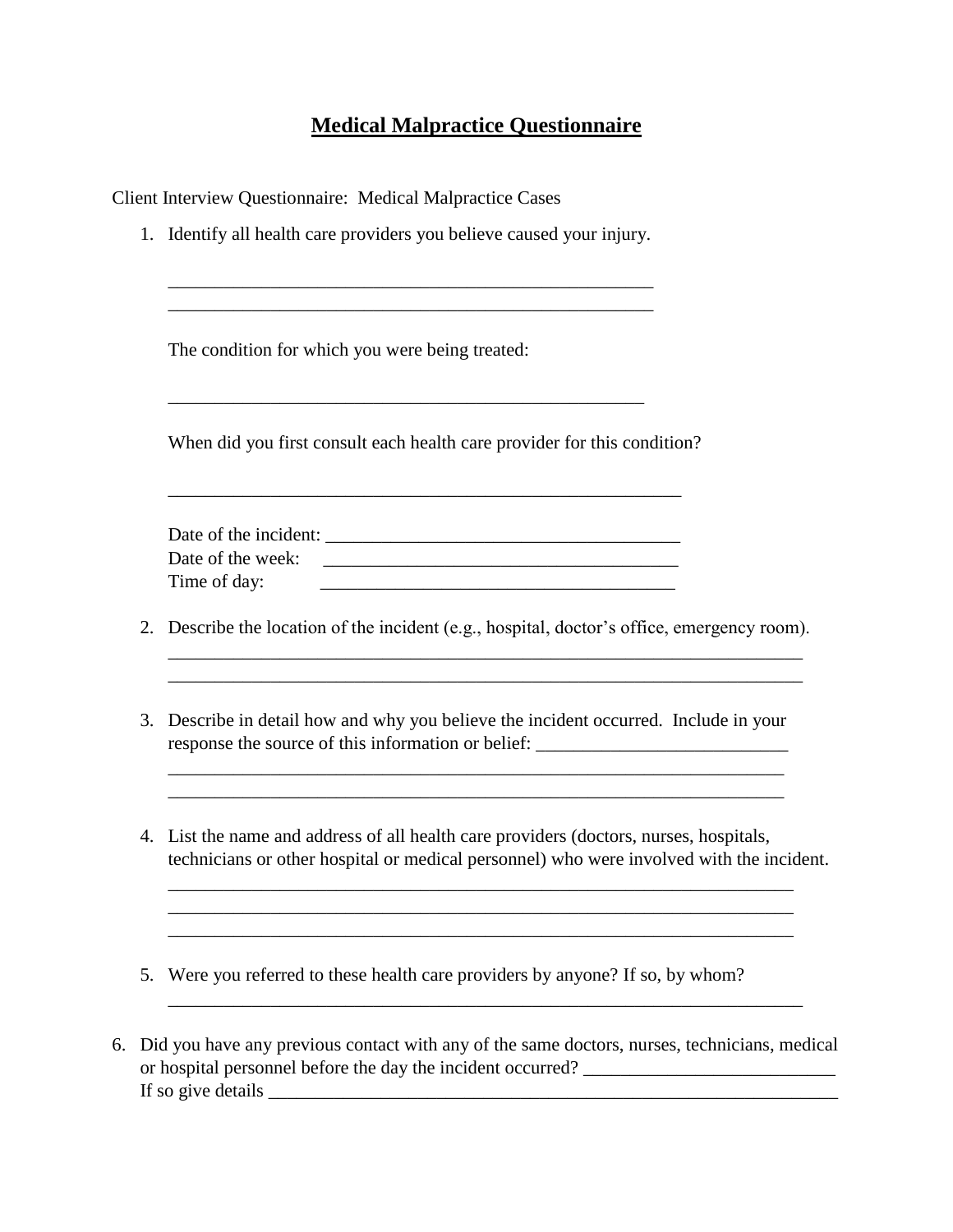# **Medical Malpractice Questionnaire**

Client Interview Questionnaire: Medical Malpractice Cases

1. Identify all health care providers you believe caused your injury.

   ______________________________________________________
   ______________________________________________________

   The condition for which you were being treated:

   _____________________________________________________

   When did you first consult each health care provider for this condition?

   __________________________________________________________

   Date of the incident: ________________________________________
   Date of the week: ________________________________________
   Time of day: ________________________________________

2. Describe the location of the incident (e.g., hospital, doctor's office, emergency room).
   ________________________________________________________________________
   ________________________________________________________________________

3. Describe in detail how and why you believe the incident occurred. Include in your response the source of this information or belief: ___________________________
   ______________________________________________________________________
   ______________________________________________________________________

4. List the name and address of all health care providers (doctors, nurses, hospitals, technicians or other hospital or medical personnel) who were involved with the incident.
   _______________________________________________________________________
   _______________________________________________________________________
   _______________________________________________________________________

5. Were you referred to these health care providers by anyone? If so, by whom?
   ________________________________________________________________________

6. Did you have any previous contact with any of the same doctors, nurses, technicians, medical or hospital personnel before the day the incident occurred? ___________________________
   If so give details _________________________________________________________________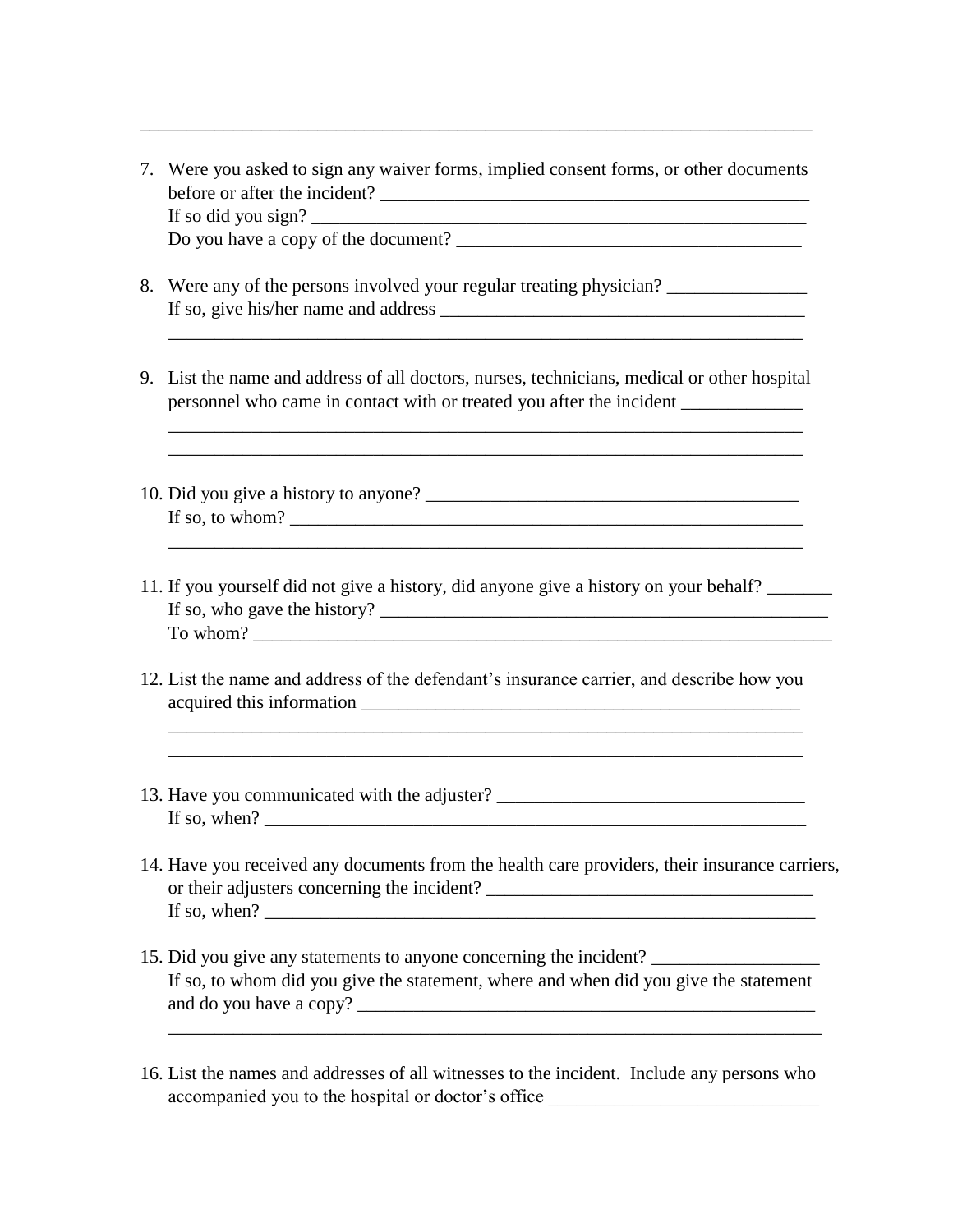\_\_\_\_\_\_\_\_\_\_\_\_\_\_\_\_\_\_\_\_\_\_\_\_\_\_\_\_\_\_\_\_\_\_\_\_\_\_\_\_\_\_\_\_\_\_\_\_\_\_\_\_\_\_\_\_\_\_\_\_\_\_\_\_\_\_\_\_\_\_\_\_\_\_

7. Were you asked to sign any waiver forms, implied consent forms, or other documents before or after the incident? \_\_\_\_\_\_\_\_\_\_\_\_\_\_\_\_\_\_\_\_\_\_\_\_\_\_\_\_\_\_\_\_\_\_\_\_\_\_\_\_\_\_\_\_\_\_\_
   If so did you sign? \_\_\_\_\_\_\_\_\_\_\_\_\_\_\_\_\_\_\_\_\_\_\_\_\_\_\_\_\_\_\_\_\_\_\_\_\_\_\_\_\_\_\_\_\_\_\_\_\_\_\_\_\_\_\_
   Do you have a copy of the document? \_\_\_\_\_\_\_\_\_\_\_\_\_\_\_\_\_\_\_\_\_\_\_\_\_\_\_\_\_\_\_\_\_\_\_\_\_\_\_

8. Were any of the persons involved your regular treating physician? \_\_\_\_\_\_\_\_\_\_\_\_\_\_\_
   If so, give his/her name and address \_\_\_\_\_\_\_\_\_\_\_\_\_\_\_\_\_\_\_\_\_\_\_\_\_\_\_\_\_\_\_\_\_\_\_\_\_\_\_\_\_
   \_\_\_\_\_\_\_\_\_\_\_\_\_\_\_\_\_\_\_\_\_\_\_\_\_\_\_\_\_\_\_\_\_\_\_\_\_\_\_\_\_\_\_\_\_\_\_\_\_\_\_\_\_\_\_\_\_\_\_\_\_\_\_\_\_\_\_\_\_\_

9. List the name and address of all doctors, nurses, technicians, medical or other hospital personnel who came in contact with or treated you after the incident \_\_\_\_\_\_\_\_\_\_\_\_\_
   \_\_\_\_\_\_\_\_\_\_\_\_\_\_\_\_\_\_\_\_\_\_\_\_\_\_\_\_\_\_\_\_\_\_\_\_\_\_\_\_\_\_\_\_\_\_\_\_\_\_\_\_\_\_\_\_\_\_\_\_\_\_\_\_\_\_\_\_\_\_
   \_\_\_\_\_\_\_\_\_\_\_\_\_\_\_\_\_\_\_\_\_\_\_\_\_\_\_\_\_\_\_\_\_\_\_\_\_\_\_\_\_\_\_\_\_\_\_\_\_\_\_\_\_\_\_\_\_\_\_\_\_\_\_\_\_\_\_\_\_\_

10. Did you give a history to anyone? \_\_\_\_\_\_\_\_\_\_\_\_\_\_\_\_\_\_\_\_\_\_\_\_\_\_\_\_\_\_\_\_\_\_\_\_\_\_\_\_\_
    If so, to whom? \_\_\_\_\_\_\_\_\_\_\_\_\_\_\_\_\_\_\_\_\_\_\_\_\_\_\_\_\_\_\_\_\_\_\_\_\_\_\_\_\_\_\_\_\_\_\_\_\_\_\_\_\_\_\_\_\_\_
    \_\_\_\_\_\_\_\_\_\_\_\_\_\_\_\_\_\_\_\_\_\_\_\_\_\_\_\_\_\_\_\_\_\_\_\_\_\_\_\_\_\_\_\_\_\_\_\_\_\_\_\_\_\_\_\_\_\_\_\_\_\_\_\_\_\_\_\_\_\_

11. If you yourself did not give a history, did anyone give a history on your behalf? \_\_\_\_\_\_\_
    If so, who gave the history? \_\_\_\_\_\_\_\_\_\_\_\_\_\_\_\_\_\_\_\_\_\_\_\_\_\_\_\_\_\_\_\_\_\_\_\_\_\_\_\_\_\_\_\_\_\_\_\_\_\_
    To whom? \_\_\_\_\_\_\_\_\_\_\_\_\_\_\_\_\_\_\_\_\_\_\_\_\_\_\_\_\_\_\_\_\_\_\_\_\_\_\_\_\_\_\_\_\_\_\_\_\_\_\_\_\_\_\_\_\_\_\_\_\_\_\_

12. List the name and address of the defendant's insurance carrier, and describe how you acquired this information \_\_\_\_\_\_\_\_\_\_\_\_\_\_\_\_\_\_\_\_\_\_\_\_\_\_\_\_\_\_\_\_\_\_\_\_\_\_\_\_\_\_\_\_\_\_\_\_\_\_
    \_\_\_\_\_\_\_\_\_\_\_\_\_\_\_\_\_\_\_\_\_\_\_\_\_\_\_\_\_\_\_\_\_\_\_\_\_\_\_\_\_\_\_\_\_\_\_\_\_\_\_\_\_\_\_\_\_\_\_\_\_\_\_\_\_\_\_\_\_\_
    \_\_\_\_\_\_\_\_\_\_\_\_\_\_\_\_\_\_\_\_\_\_\_\_\_\_\_\_\_\_\_\_\_\_\_\_\_\_\_\_\_\_\_\_\_\_\_\_\_\_\_\_\_\_\_\_\_\_\_\_\_\_\_\_\_\_\_\_\_\_

13. Have you communicated with the adjuster? \_\_\_\_\_\_\_\_\_\_\_\_\_\_\_\_\_\_\_\_\_\_\_\_\_\_\_\_\_\_\_\_\_\_
    If so, when? \_\_\_\_\_\_\_\_\_\_\_\_\_\_\_\_\_\_\_\_\_\_\_\_\_\_\_\_\_\_\_\_\_\_\_\_\_\_\_\_\_\_\_\_\_\_\_\_\_\_\_\_\_\_\_\_\_\_\_\_\_

14. Have you received any documents from the health care providers, their insurance carriers, or their adjusters concerning the incident? \_\_\_\_\_\_\_\_\_\_\_\_\_\_\_\_\_\_\_\_\_\_\_\_\_\_\_\_\_\_\_\_\_\_\_
    If so, when? \_\_\_\_\_\_\_\_\_\_\_\_\_\_\_\_\_\_\_\_\_\_\_\_\_\_\_\_\_\_\_\_\_\_\_\_\_\_\_\_\_\_\_\_\_\_\_\_\_\_\_\_\_\_\_\_\_\_\_\_\_\_

15. Did you give any statements to anyone concerning the incident? \_\_\_\_\_\_\_\_\_\_\_\_\_\_\_\_\_\_
    If so, to whom did you give the statement, where and when did you give the statement and do you have a copy? \_\_\_\_\_\_\_\_\_\_\_\_\_\_\_\_\_\_\_\_\_\_\_\_\_\_\_\_\_\_\_\_\_\_\_\_\_\_\_\_\_\_\_\_\_\_\_\_\_\_\_\_
    \_\_\_\_\_\_\_\_\_\_\_\_\_\_\_\_\_\_\_\_\_\_\_\_\_\_\_\_\_\_\_\_\_\_\_\_\_\_\_\_\_\_\_\_\_\_\_\_\_\_\_\_\_\_\_\_\_\_\_\_\_\_\_\_\_\_\_\_\_\_\_

16. List the names and addresses of all witnesses to the incident. Include any persons who accompanied you to the hospital or doctor's office \_\_\_\_\_\_\_\_\_\_\_\_\_\_\_\_\_\_\_\_\_\_\_\_\_\_\_\_\_\_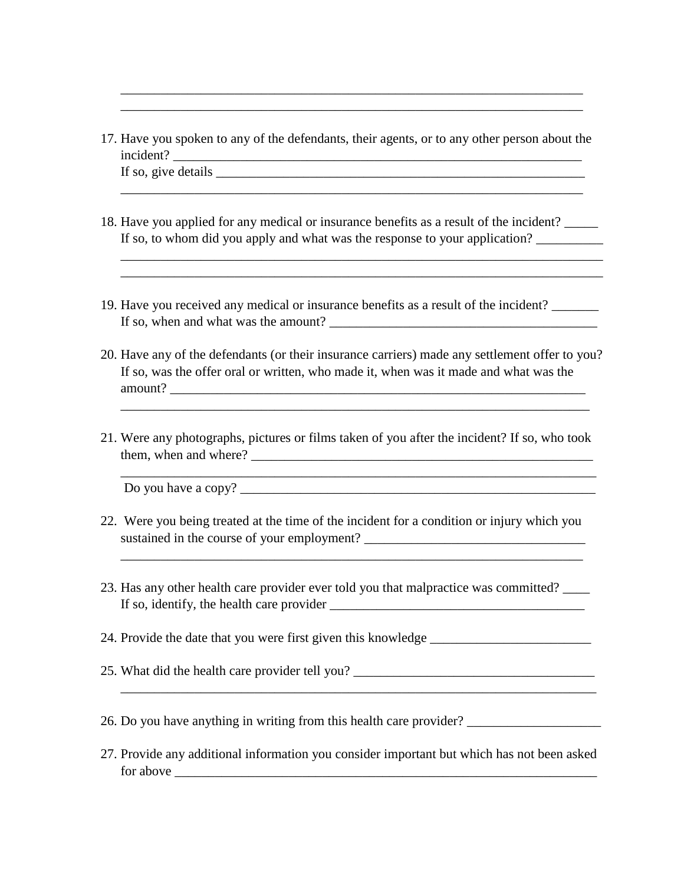\_\_\_\_\_\_\_\_\_\_\_\_\_\_\_\_\_\_\_\_\_\_\_\_\_\_\_\_\_\_\_\_\_\_\_\_\_\_\_\_\_\_\_\_\_\_\_\_\_\_\_\_\_\_\_\_\_\_\_\_\_\_\_\_\_\_\_\_\_\_

\_\_\_\_\_\_\_\_\_\_\_\_\_\_\_\_\_\_\_\_\_\_\_\_\_\_\_\_\_\_\_\_\_\_\_\_\_\_\_\_\_\_\_\_\_\_\_\_\_\_\_\_\_\_\_\_\_\_\_\_\_\_\_\_\_\_\_\_\_\_

17. Have you spoken to any of the defendants, their agents, or to any other person about the incident? \_\_\_\_\_\_\_\_\_\_\_\_\_\_\_\_\_\_\_\_\_\_\_\_\_\_\_\_\_\_\_\_\_\_\_\_\_\_\_\_\_\_\_\_\_\_\_\_\_\_\_\_\_\_\_\_\_\_\_\_\_\_
    If so, give details \_\_\_\_\_\_\_\_\_\_\_\_\_\_\_\_\_\_\_\_\_\_\_\_\_\_\_\_\_\_\_\_\_\_\_\_\_\_\_\_\_\_\_\_\_\_\_\_\_\_\_\_\_\_\_\_\_\_
    \_\_\_\_\_\_\_\_\_\_\_\_\_\_\_\_\_\_\_\_\_\_\_\_\_\_\_\_\_\_\_\_\_\_\_\_\_\_\_\_\_\_\_\_\_\_\_\_\_\_\_\_\_\_\_\_\_\_\_\_\_\_\_\_\_\_\_\_\_\_

18. Have you applied for any medical or insurance benefits as a result of the incident? \_\_\_\_\_
    If so, to whom did you apply and what was the response to your application? \_\_\_\_\_\_\_\_\_\_
    \_\_\_\_\_\_\_\_\_\_\_\_\_\_\_\_\_\_\_\_\_\_\_\_\_\_\_\_\_\_\_\_\_\_\_\_\_\_\_\_\_\_\_\_\_\_\_\_\_\_\_\_\_\_\_\_\_\_\_\_\_\_\_\_\_\_\_\_\_\_\_\_\_\_
    \_\_\_\_\_\_\_\_\_\_\_\_\_\_\_\_\_\_\_\_\_\_\_\_\_\_\_\_\_\_\_\_\_\_\_\_\_\_\_\_\_\_\_\_\_\_\_\_\_\_\_\_\_\_\_\_\_\_\_\_\_\_\_\_\_\_\_\_\_\_\_\_\_\_

19. Have you received any medical or insurance benefits as a result of the incident? \_\_\_\_\_\_\_
    If so, when and what was the amount? \_\_\_\_\_\_\_\_\_\_\_\_\_\_\_\_\_\_\_\_\_\_\_\_\_\_\_\_\_\_\_\_\_\_\_\_\_\_\_\_\_

20. Have any of the defendants (or their insurance carriers) made any settlement offer to you? If so, was the offer oral or written, who made it, when was it made and what was the amount? \_\_\_\_\_\_\_\_\_\_\_\_\_\_\_\_\_\_\_\_\_\_\_\_\_\_\_\_\_\_\_\_\_\_\_\_\_\_\_\_\_\_\_\_\_\_\_\_\_\_\_\_\_\_\_\_\_\_\_\_\_\_\_
    \_\_\_\_\_\_\_\_\_\_\_\_\_\_\_\_\_\_\_\_\_\_\_\_\_\_\_\_\_\_\_\_\_\_\_\_\_\_\_\_\_\_\_\_\_\_\_\_\_\_\_\_\_\_\_\_\_\_\_\_\_\_\_\_\_\_\_\_\_\_\_

21. Were any photographs, pictures or films taken of you after the incident? If so, who took them, when and where? \_\_\_\_\_\_\_\_\_\_\_\_\_\_\_\_\_\_\_\_\_\_\_\_\_\_\_\_\_\_\_\_\_\_\_\_\_\_\_\_\_\_\_\_\_\_\_\_\_\_\_\_\_
    \_\_\_\_\_\_\_\_\_\_\_\_\_\_\_\_\_\_\_\_\_\_\_\_\_\_\_\_\_\_\_\_\_\_\_\_\_\_\_\_\_\_\_\_\_\_\_\_\_\_\_\_\_\_\_\_\_\_\_\_\_\_\_\_\_\_\_\_\_\_\_\_
    Do you have a copy? \_\_\_\_\_\_\_\_\_\_\_\_\_\_\_\_\_\_\_\_\_\_\_\_\_\_\_\_\_\_\_\_\_\_\_\_\_\_\_\_\_\_\_\_\_\_\_\_\_\_\_\_\_\_\_\_

22. Were you being treated at the time of the incident for a condition or injury which you sustained in the course of your employment? \_\_\_\_\_\_\_\_\_\_\_\_\_\_\_\_\_\_\_\_\_\_\_\_\_\_\_\_\_\_\_\_\_\_
    \_\_\_\_\_\_\_\_\_\_\_\_\_\_\_\_\_\_\_\_\_\_\_\_\_\_\_\_\_\_\_\_\_\_\_\_\_\_\_\_\_\_\_\_\_\_\_\_\_\_\_\_\_\_\_\_\_\_\_\_\_\_\_\_\_\_\_\_\_\_

23. Has any other health care provider ever told you that malpractice was committed? \_\_\_\_
    If so, identify, the health care provider \_\_\_\_\_\_\_\_\_\_\_\_\_\_\_\_\_\_\_\_\_\_\_\_\_\_\_\_\_\_\_\_\_\_\_\_\_\_\_

24. Provide the date that you were first given this knowledge \_\_\_\_\_\_\_\_\_\_\_\_\_\_\_\_\_\_\_\_\_\_\_\_\_

25. What did the health care provider tell you? \_\_\_\_\_\_\_\_\_\_\_\_\_\_\_\_\_\_\_\_\_\_\_\_\_\_\_\_\_\_\_\_\_\_\_\_\_
    \_\_\_\_\_\_\_\_\_\_\_\_\_\_\_\_\_\_\_\_\_\_\_\_\_\_\_\_\_\_\_\_\_\_\_\_\_\_\_\_\_\_\_\_\_\_\_\_\_\_\_\_\_\_\_\_\_\_\_\_\_\_\_\_\_\_\_\_\_\_\_\_

26. Do you have anything in writing from this health care provider? \_\_\_\_\_\_\_\_\_\_\_\_\_\_\_\_\_\_\_\_

27. Provide any additional information you consider important but which has not been asked for above \_\_\_\_\_\_\_\_\_\_\_\_\_\_\_\_\_\_\_\_\_\_\_\_\_\_\_\_\_\_\_\_\_\_\_\_\_\_\_\_\_\_\_\_\_\_\_\_\_\_\_\_\_\_\_\_\_\_\_\_\_\_\_\_\_